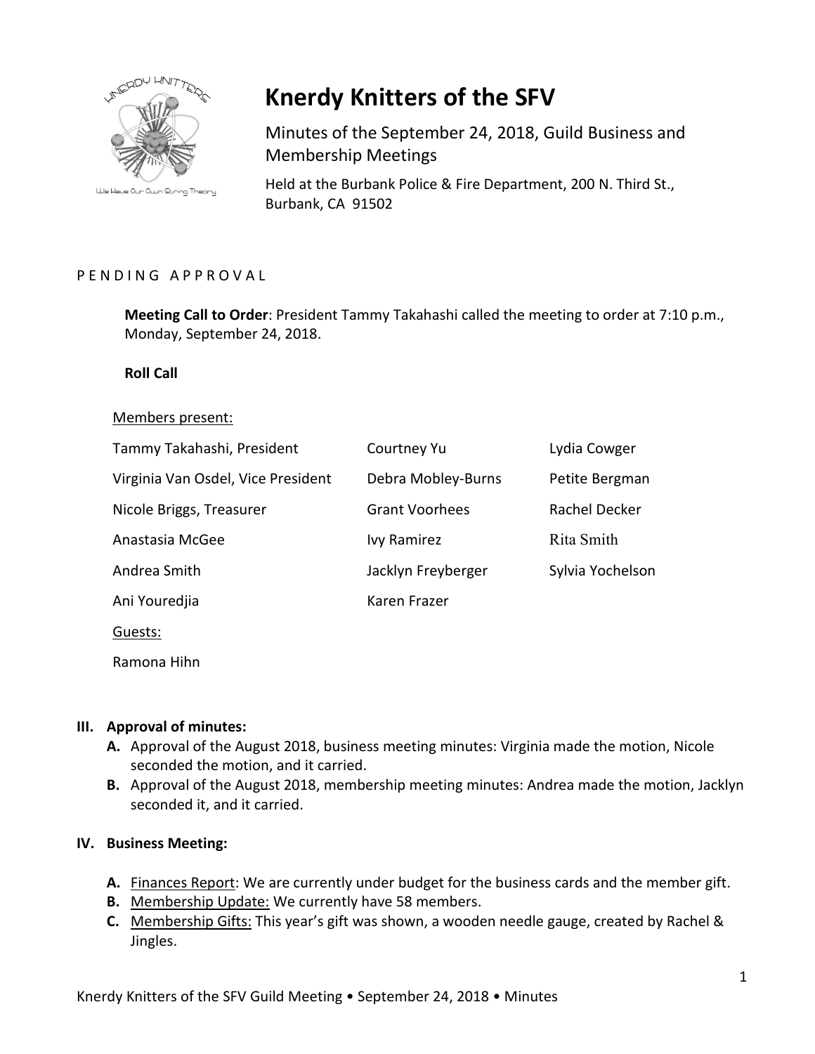# Knerdy Knitters of the SFV

Minutes of the September 24, 2018, Guild Business and Membership Meetings

Held at the Burbank Police & Fire Department, 200 N. Third St., Burbank, CA 91502

P E N D I N G   A P P R O V A L

**Meeting Call to Order**: President Tammy Takahashi called the meeting to order at 7:10 p.m., Monday, September 24, 2018.

**Roll Call**

Members present:

| | | |
|---|---|---|
| Tammy Takahashi, President | Courtney Yu | Lydia Cowger |
| Virginia Van Osdel, Vice President | Debra Mobley-Burns | Petite Bergman |
| Nicole Briggs, Treasurer | Grant Voorhees | Rachel Decker |
| Anastasia McGee | Ivy Ramirez | Rita Smith |
| Andrea Smith | Jacklyn Freyberger | Sylvia Yochelson |
| Ani Youredjia | Karen Frazer | |

Guests:

Ramona Hihn

## III. Approval of minutes:

- **A.** Approval of the August 2018, business meeting minutes: Virginia made the motion, Nicole seconded the motion, and it carried.
- **B.** Approval of the August 2018, membership meeting minutes: Andrea made the motion, Jacklyn seconded it, and it carried.

## IV. Business Meeting:

- **A.** Finances Report: We are currently under budget for the business cards and the member gift.
- **B.** Membership Update: We currently have 58 members.
- **C.** Membership Gifts: This year's gift was shown, a wooden needle gauge, created by Rachel & Jingles.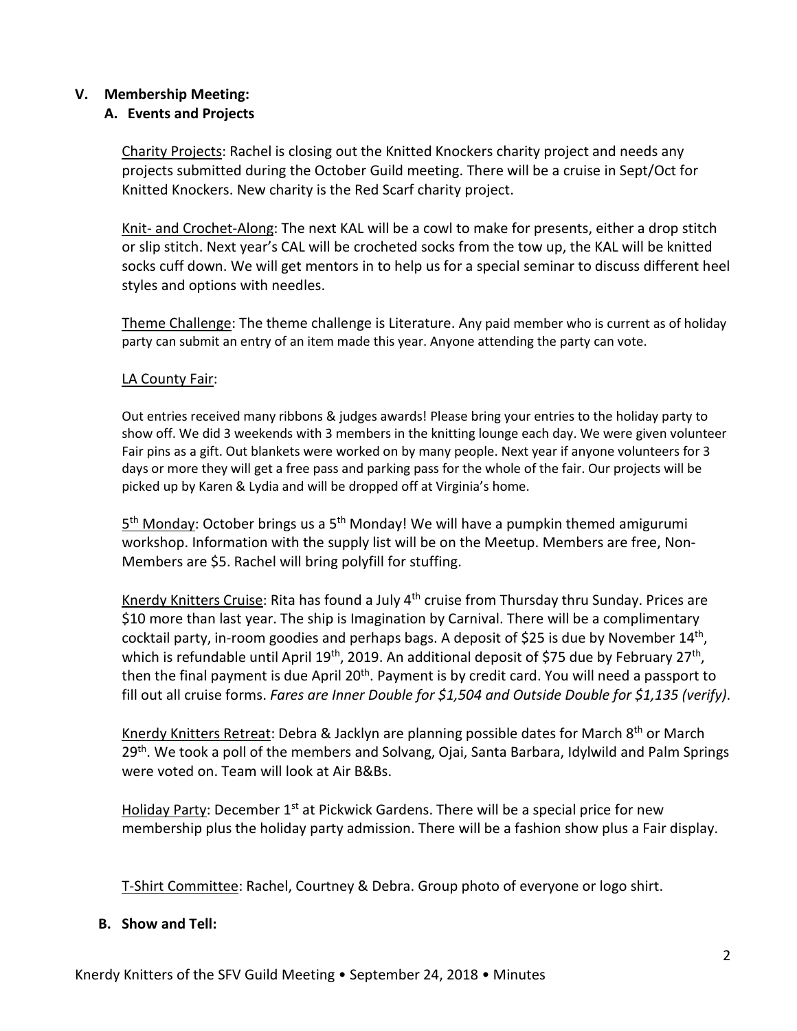## V. Membership Meeting:

### A. Events and Projects

Charity Projects: Rachel is closing out the Knitted Knockers charity project and needs any projects submitted during the October Guild meeting. There will be a cruise in Sept/Oct for Knitted Knockers. New charity is the Red Scarf charity project.

Knit- and Crochet-Along: The next KAL will be a cowl to make for presents, either a drop stitch or slip stitch. Next year's CAL will be crocheted socks from the tow up, the KAL will be knitted socks cuff down. We will get mentors in to help us for a special seminar to discuss different heel styles and options with needles.

Theme Challenge: The theme challenge is Literature. Any paid member who is current as of holiday party can submit an entry of an item made this year. Anyone attending the party can vote.

LA County Fair:

Out entries received many ribbons & judges awards! Please bring your entries to the holiday party to show off. We did 3 weekends with 3 members in the knitting lounge each day. We were given volunteer Fair pins as a gift. Out blankets were worked on by many people. Next year if anyone volunteers for 3 days or more they will get a free pass and parking pass for the whole of the fair. Our projects will be picked up by Karen & Lydia and will be dropped off at Virginia's home.

5th Monday: October brings us a 5th Monday! We will have a pumpkin themed amigurumi workshop. Information with the supply list will be on the Meetup. Members are free, Non-Members are $5. Rachel will bring polyfill for stuffing.

Knerdy Knitters Cruise: Rita has found a July 4th cruise from Thursday thru Sunday. Prices are $10 more than last year. The ship is Imagination by Carnival. There will be a complimentary cocktail party, in-room goodies and perhaps bags. A deposit of $25 is due by November 14th, which is refundable until April 19th, 2019. An additional deposit of $75 due by February 27th, then the final payment is due April 20th. Payment is by credit card. You will need a passport to fill out all cruise forms. *Fares are Inner Double for $1,504 and Outside Double for $1,135 (verify).*

Knerdy Knitters Retreat: Debra & Jacklyn are planning possible dates for March 8th or March 29th. We took a poll of the members and Solvang, Ojai, Santa Barbara, Idylwild and Palm Springs were voted on. Team will look at Air B&Bs.

Holiday Party: December 1st at Pickwick Gardens. There will be a special price for new membership plus the holiday party admission. There will be a fashion show plus a Fair display.

T-Shirt Committee: Rachel, Courtney & Debra. Group photo of everyone or logo shirt.

### B. Show and Tell: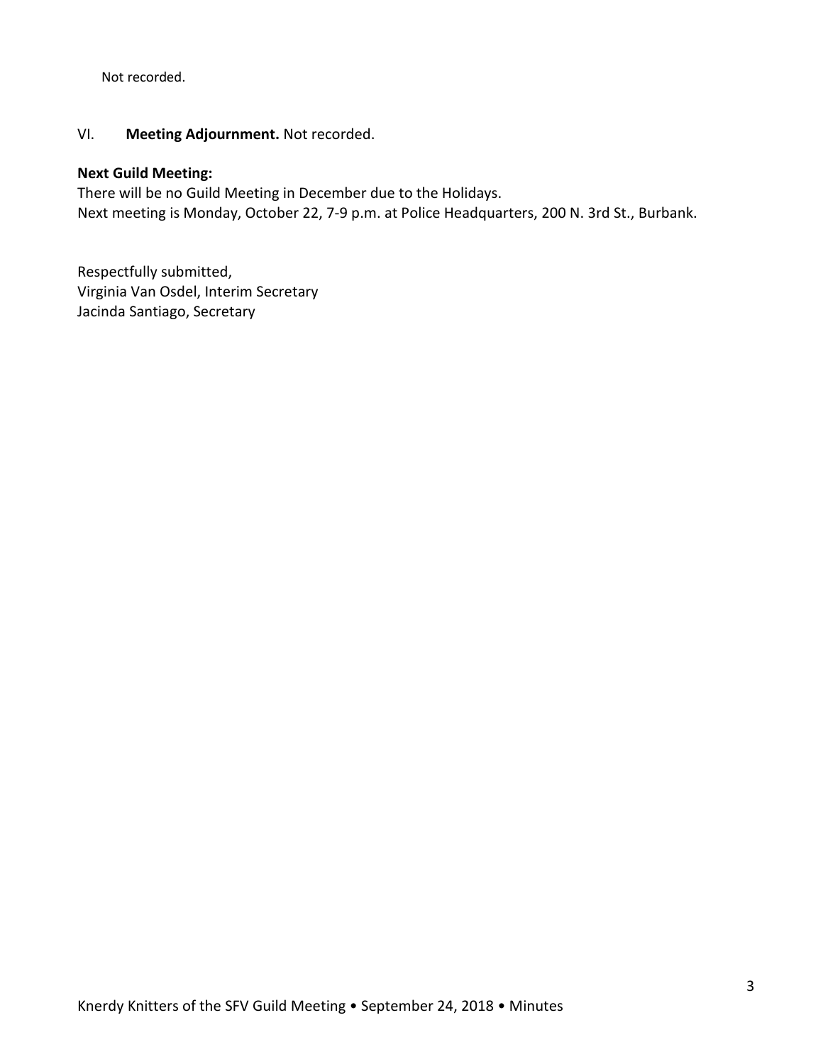Not recorded.

VI. **Meeting Adjournment.** Not recorded.

**Next Guild Meeting:**
There will be no Guild Meeting in December due to the Holidays.
Next meeting is Monday, October 22, 7-9 p.m. at Police Headquarters, 200 N. 3rd St., Burbank.

Respectfully submitted,
Virginia Van Osdel, Interim Secretary
Jacinda Santiago, Secretary